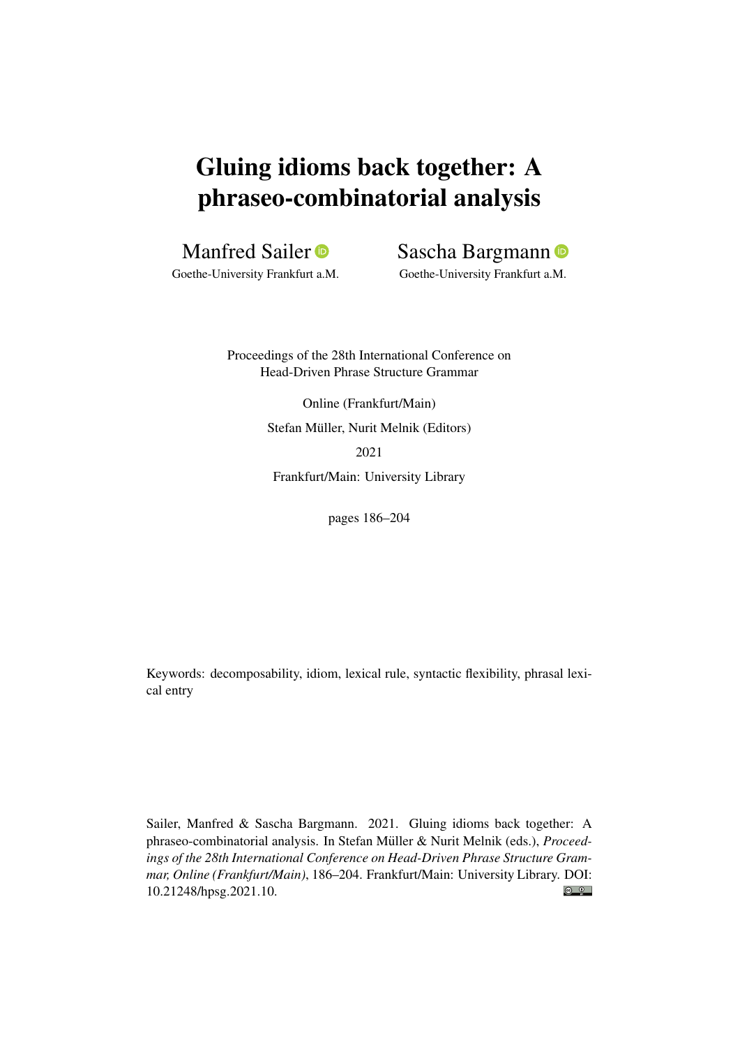# Gluing idioms back together: A phraseo-combinatorial analysis

Manfred Sailer
Goethe-University Frankfurt a.M.

Sascha Bargmann
Goethe-University Frankfurt a.M.

Proceedings of the 28th International Conference on
Head-Driven Phrase Structure Grammar

Online (Frankfurt/Main)

Stefan Müller, Nurit Melnik (Editors)

2021

Frankfurt/Main: University Library

pages 186–204

Keywords: decomposability, idiom, lexical rule, syntactic flexibility, phrasal lexical entry

Sailer, Manfred & Sascha Bargmann. 2021. Gluing idioms back together: A phraseo-combinatorial analysis. In Stefan Müller & Nurit Melnik (eds.), *Proceedings of the 28th International Conference on Head-Driven Phrase Structure Grammar, Online (Frankfurt/Main)*, 186–204. Frankfurt/Main: University Library. DOI: 10.21248/hpsg.2021.10.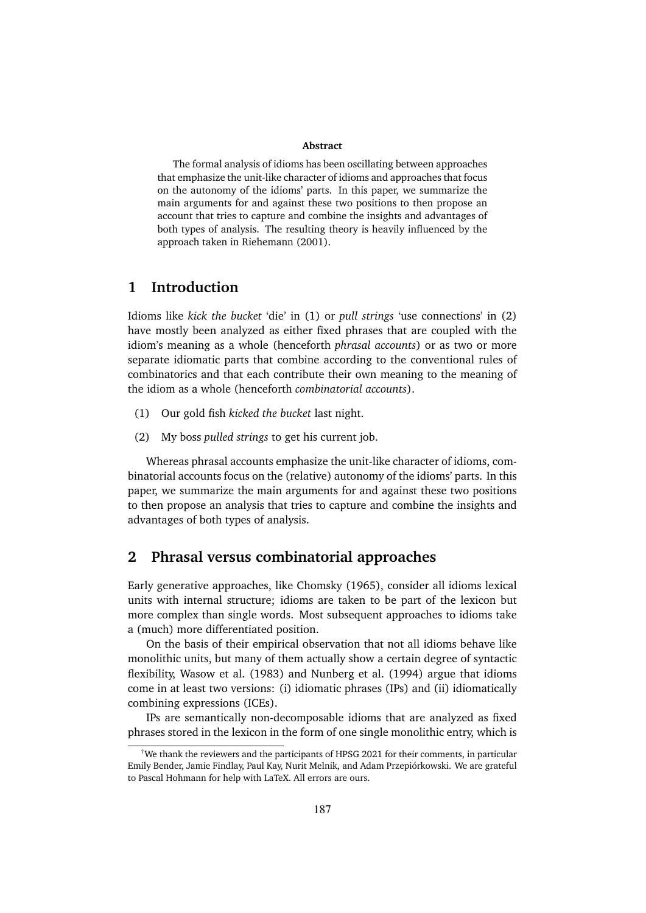**Abstract**

The formal analysis of idioms has been oscillating between approaches that emphasize the unit-like character of idioms and approaches that focus on the autonomy of the idioms' parts. In this paper, we summarize the main arguments for and against these two positions to then propose an account that tries to capture and combine the insights and advantages of both types of analysis. The resulting theory is heavily influenced by the approach taken in Riehemann (2001).

# 1 Introduction

Idioms like *kick the bucket* 'die' in (1) or *pull strings* 'use connections' in (2) have mostly been analyzed as either fixed phrases that are coupled with the idiom's meaning as a whole (henceforth *phrasal accounts*) or as two or more separate idiomatic parts that combine according to the conventional rules of combinatorics and that each contribute their own meaning to the meaning of the idiom as a whole (henceforth *combinatorial accounts*).

(1) Our gold fish *kicked the bucket* last night.

(2) My boss *pulled strings* to get his current job.

Whereas phrasal accounts emphasize the unit-like character of idioms, combinatorial accounts focus on the (relative) autonomy of the idioms' parts. In this paper, we summarize the main arguments for and against these two positions to then propose an analysis that tries to capture and combine the insights and advantages of both types of analysis.

# 2 Phrasal versus combinatorial approaches

Early generative approaches, like Chomsky (1965), consider all idioms lexical units with internal structure; idioms are taken to be part of the lexicon but more complex than single words. Most subsequent approaches to idioms take a (much) more differentiated position.

On the basis of their empirical observation that not all idioms behave like monolithic units, but many of them actually show a certain degree of syntactic flexibility, Wasow et al. (1983) and Nunberg et al. (1994) argue that idioms come in at least two versions: (i) idiomatic phrases (IPs) and (ii) idiomatically combining expressions (ICEs).

IPs are semantically non-decomposable idioms that are analyzed as fixed phrases stored in the lexicon in the form of one single monolithic entry, which is

[†]We thank the reviewers and the participants of HPSG 2021 for their comments, in particular Emily Bender, Jamie Findlay, Paul Kay, Nurit Melnik, and Adam Przepiórkowski. We are grateful to Pascal Hohmann for help with LaTeX. All errors are ours.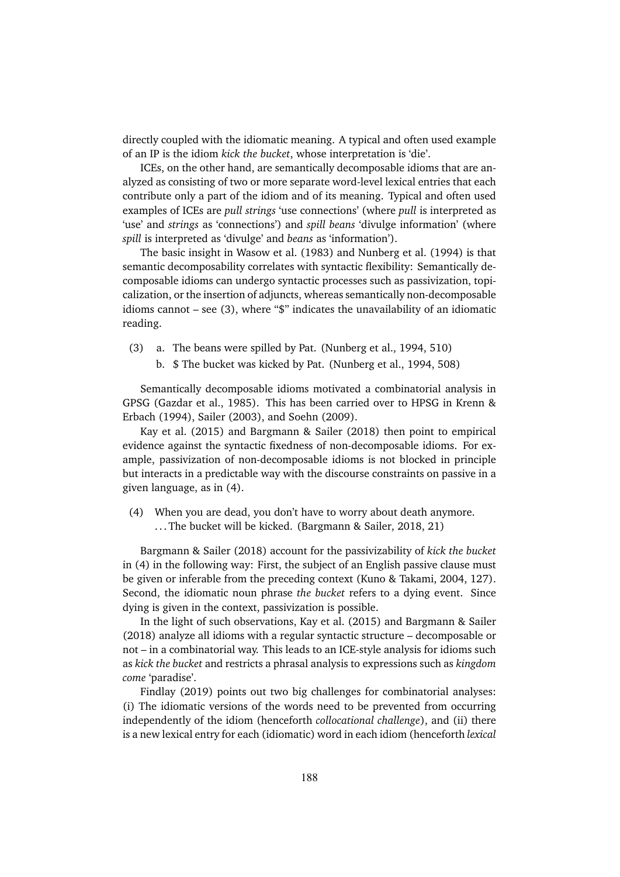directly coupled with the idiomatic meaning. A typical and often used example of an IP is the idiom *kick the bucket*, whose interpretation is 'die'.

ICEs, on the other hand, are semantically decomposable idioms that are analyzed as consisting of two or more separate word-level lexical entries that each contribute only a part of the idiom and of its meaning. Typical and often used examples of ICEs are *pull strings* 'use connections' (where *pull* is interpreted as 'use' and *strings* as 'connections') and *spill beans* 'divulge information' (where *spill* is interpreted as 'divulge' and *beans* as 'information').

The basic insight in Wasow et al. (1983) and Nunberg et al. (1994) is that semantic decomposability correlates with syntactic flexibility: Semantically decomposable idioms can undergo syntactic processes such as passivization, topicalization, or the insertion of adjuncts, whereas semantically non-decomposable idioms cannot – see (3), where "$" indicates the unavailability of an idiomatic reading.

(3) a. The beans were spilled by Pat. (Nunberg et al., 1994, 510)
    b. $ The bucket was kicked by Pat. (Nunberg et al., 1994, 508)

Semantically decomposable idioms motivated a combinatorial analysis in GPSG (Gazdar et al., 1985). This has been carried over to HPSG in Krenn & Erbach (1994), Sailer (2003), and Soehn (2009).

Kay et al. (2015) and Bargmann & Sailer (2018) then point to empirical evidence against the syntactic fixedness of non-decomposable idioms. For example, passivization of non-decomposable idioms is not blocked in principle but interacts in a predictable way with the discourse constraints on passive in a given language, as in (4).

(4) When you are dead, you don't have to worry about death anymore.
    ... The bucket will be kicked. (Bargmann & Sailer, 2018, 21)

Bargmann & Sailer (2018) account for the passivizability of *kick the bucket* in (4) in the following way: First, the subject of an English passive clause must be given or inferable from the preceding context (Kuno & Takami, 2004, 127). Second, the idiomatic noun phrase *the bucket* refers to a dying event. Since dying is given in the context, passivization is possible.

In the light of such observations, Kay et al. (2015) and Bargmann & Sailer (2018) analyze all idioms with a regular syntactic structure – decomposable or not – in a combinatorial way. This leads to an ICE-style analysis for idioms such as *kick the bucket* and restricts a phrasal analysis to expressions such as *kingdom come* 'paradise'.

Findlay (2019) points out two big challenges for combinatorial analyses: (i) The idiomatic versions of the words need to be prevented from occurring independently of the idiom (henceforth *collocational challenge*), and (ii) there is a new lexical entry for each (idiomatic) word in each idiom (henceforth *lexical*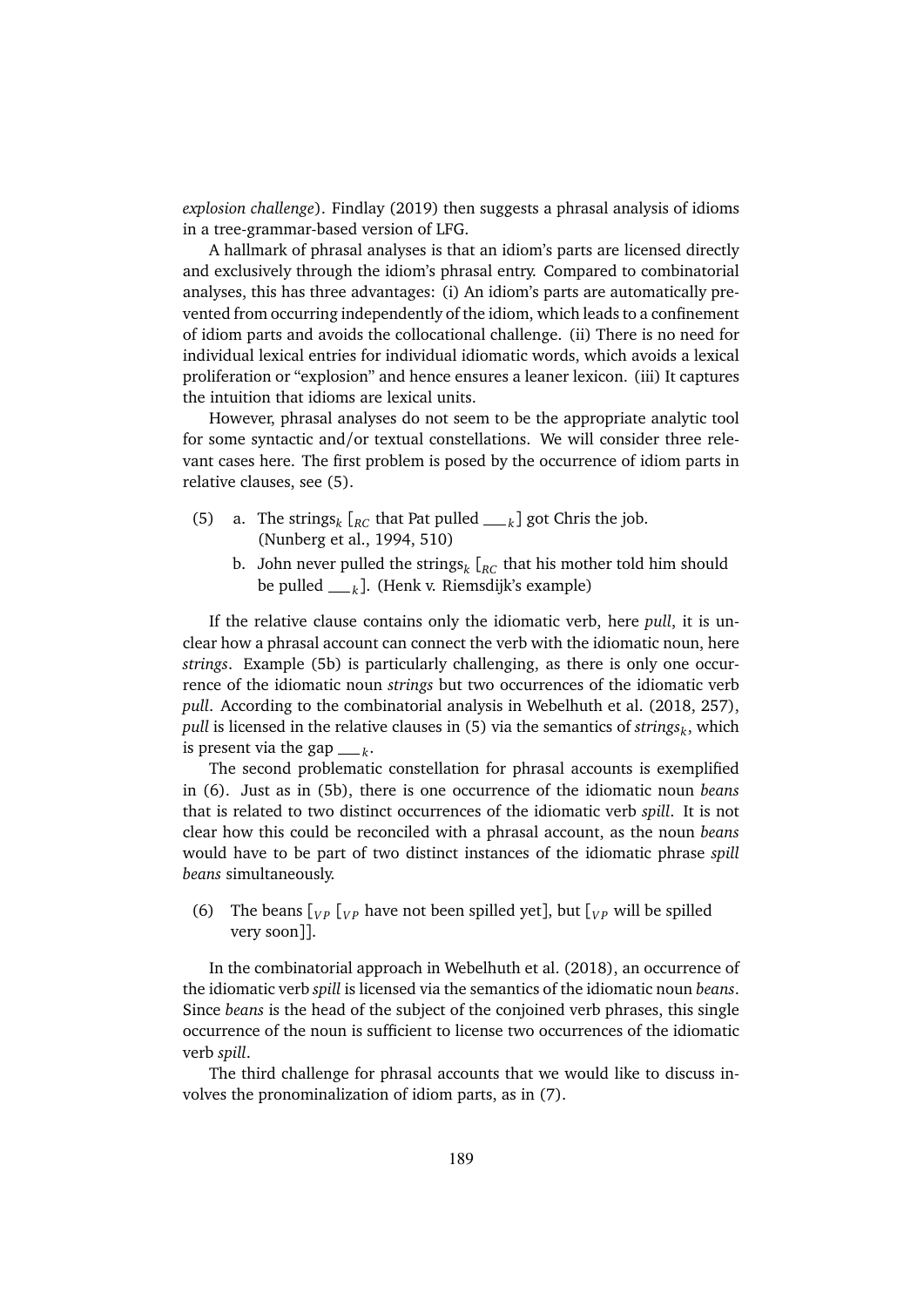*explosion challenge*). Findlay (2019) then suggests a phrasal analysis of idioms in a tree-grammar-based version of LFG.

A hallmark of phrasal analyses is that an idiom's parts are licensed directly and exclusively through the idiom's phrasal entry. Compared to combinatorial analyses, this has three advantages: (i) An idiom's parts are automatically prevented from occurring independently of the idiom, which leads to a confinement of idiom parts and avoids the collocational challenge. (ii) There is no need for individual lexical entries for individual idiomatic words, which avoids a lexical proliferation or "explosion" and hence ensures a leaner lexicon. (iii) It captures the intuition that idioms are lexical units.

However, phrasal analyses do not seem to be the appropriate analytic tool for some syntactic and/or textual constellations. We will consider three relevant cases here. The first problem is posed by the occurrence of idiom parts in relative clauses, see (5).

(5) a. The strings$_k$ [$_{RC}$ that Pat pulled \_\_$_k$] got Chris the job. (Nunberg et al., 1994, 510)

b. John never pulled the strings$_k$ [$_{RC}$ that his mother told him should be pulled \_\_$_k$]. (Henk v. Riemsdijk's example)

If the relative clause contains only the idiomatic verb, here *pull*, it is unclear how a phrasal account can connect the verb with the idiomatic noun, here *strings*. Example (5b) is particularly challenging, as there is only one occurrence of the idiomatic noun *strings* but two occurrences of the idiomatic verb *pull*. According to the combinatorial analysis in Webelhuth et al. (2018, 257), *pull* is licensed in the relative clauses in (5) via the semantics of *strings*$_k$, which is present via the gap \_\_$_k$.

The second problematic constellation for phrasal accounts is exemplified in (6). Just as in (5b), there is one occurrence of the idiomatic noun *beans* that is related to two distinct occurrences of the idiomatic verb *spill*. It is not clear how this could be reconciled with a phrasal account, as the noun *beans* would have to be part of two distinct instances of the idiomatic phrase *spill beans* simultaneously.

(6) The beans [$_{VP}$ [$_{VP}$ have not been spilled yet], but [$_{VP}$ will be spilled very soon]].

In the combinatorial approach in Webelhuth et al. (2018), an occurrence of the idiomatic verb *spill* is licensed via the semantics of the idiomatic noun *beans*. Since *beans* is the head of the subject of the conjoined verb phrases, this single occurrence of the noun is sufficient to license two occurrences of the idiomatic verb *spill*.

The third challenge for phrasal accounts that we would like to discuss involves the pronominalization of idiom parts, as in (7).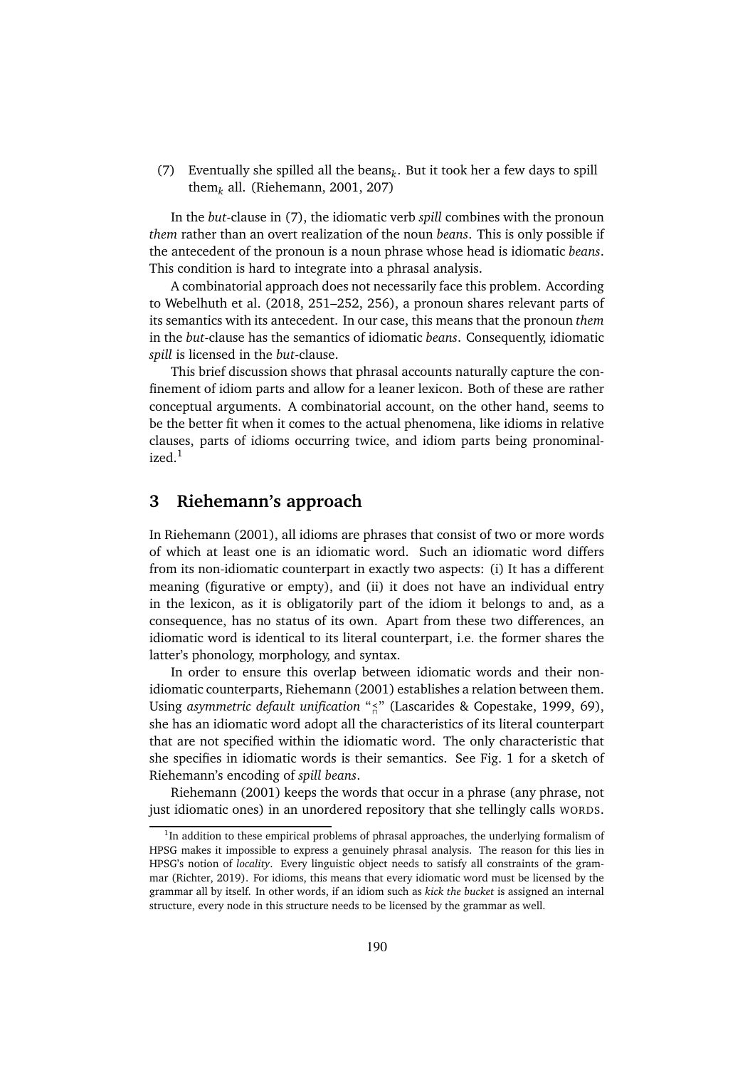(7) Eventually she spilled all the beans$_k$. But it took her a few days to spill them$_k$ all. (Riehemann, 2001, 207)

In the *but*-clause in (7), the idiomatic verb *spill* combines with the pronoun *them* rather than an overt realization of the noun *beans*. This is only possible if the antecedent of the pronoun is a noun phrase whose head is idiomatic *beans*. This condition is hard to integrate into a phrasal analysis.

A combinatorial approach does not necessarily face this problem. According to Webelhuth et al. (2018, 251–252, 256), a pronoun shares relevant parts of its semantics with its antecedent. In our case, this means that the pronoun *them* in the *but*-clause has the semantics of idiomatic *beans*. Consequently, idiomatic *spill* is licensed in the *but*-clause.

This brief discussion shows that phrasal accounts naturally capture the confinement of idiom parts and allow for a leaner lexicon. Both of these are rather conceptual arguments. A combinatorial account, on the other hand, seems to be the better fit when it comes to the actual phenomena, like idioms in relative clauses, parts of idioms occurring twice, and idiom parts being pronominalized.[1]

## 3 Riehemann's approach

In Riehemann (2001), all idioms are phrases that consist of two or more words of which at least one is an idiomatic word. Such an idiomatic word differs from its non-idiomatic counterpart in exactly two aspects: (i) It has a different meaning (figurative or empty), and (ii) it does not have an individual entry in the lexicon, as it is obligatorily part of the idiom it belongs to and, as a consequence, has no status of its own. Apart from these two differences, an idiomatic word is identical to its literal counterpart, i.e. the former shares the latter's phonology, morphology, and syntax.

In order to ensure this overlap between idiomatic words and their non-idiomatic counterparts, Riehemann (2001) establishes a relation between them. Using *asymmetric default unification* "$\overset{<}{\sqcap}$" (Lascarides & Copestake, 1999, 69), she has an idiomatic word adopt all the characteristics of its literal counterpart that are not specified within the idiomatic word. The only characteristic that she specifies in idiomatic words is their semantics. See Fig. 1 for a sketch of Riehemann's encoding of *spill beans*.

Riehemann (2001) keeps the words that occur in a phrase (any phrase, not just idiomatic ones) in an unordered repository that she tellingly calls WORDS.

[1] In addition to these empirical problems of phrasal approaches, the underlying formalism of HPSG makes it impossible to express a genuinely phrasal analysis. The reason for this lies in HPSG's notion of *locality*. Every linguistic object needs to satisfy all constraints of the grammar (Richter, 2019). For idioms, this means that every idiomatic word must be licensed by the grammar all by itself. In other words, if an idiom such as *kick the bucket* is assigned an internal structure, every node in this structure needs to be licensed by the grammar as well.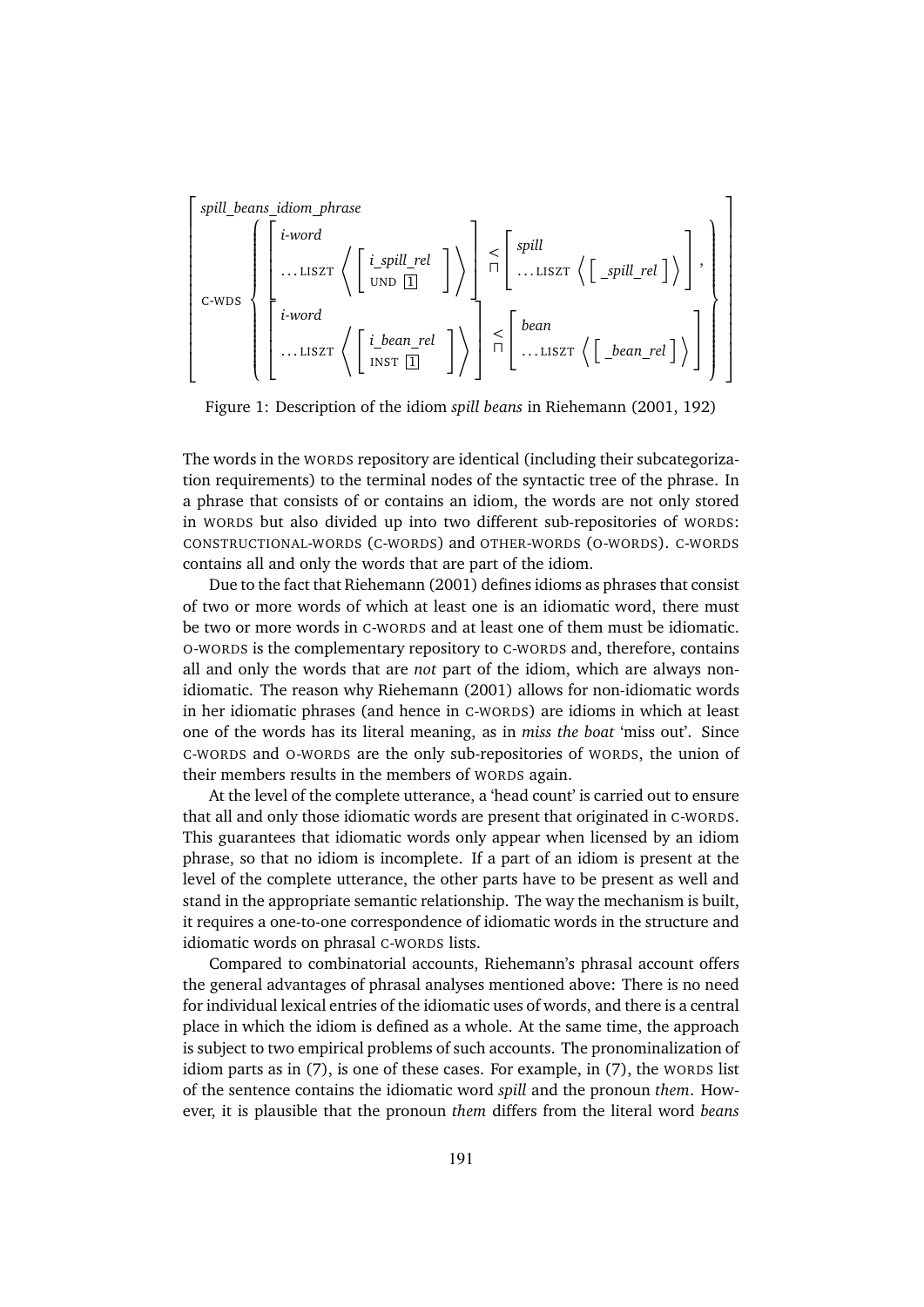$$
\left[\begin{array}{ll}
\multicolumn{2}{l}{\textit{spill\_beans\_idiom\_phrase}} \\
\textsc{c-wds} & \left\{\begin{array}{l}
\left[\begin{array}{l}
\textit{i-word} \\
\ldots\textsc{liszt}\ \left\langle \left[\begin{array}{l} \textit{i\_spill\_rel} \\ \textsc{und}\ \boxed{1} \end{array}\right] \right\rangle
\end{array}\right] \stackrel{<}{\sqcap} \left[\begin{array}{l}
\textit{spill} \\
\ldots\textsc{liszt}\ \left\langle \left[\ \textit{\_spill\_rel}\ \right] \right\rangle
\end{array}\right], \\
\left[\begin{array}{l}
\textit{i-word} \\
\ldots\textsc{liszt}\ \left\langle \left[\begin{array}{l} \textit{i\_bean\_rel} \\ \textsc{inst}\ \boxed{1} \end{array}\right] \right\rangle
\end{array}\right] \stackrel{<}{\sqcap} \left[\begin{array}{l}
\textit{bean} \\
\ldots\textsc{liszt}\ \left\langle \left[\ \textit{\_bean\_rel}\ \right] \right\rangle
\end{array}\right]
\end{array}\right\}
\end{array}\right]
$$

Figure 1: Description of the idiom *spill beans* in Riehemann (2001, 192)

The words in the WORDS repository are identical (including their subcategorization requirements) to the terminal nodes of the syntactic tree of the phrase. In a phrase that consists of or contains an idiom, the words are not only stored in WORDS but also divided up into two different sub-repositories of WORDS: CONSTRUCTIONAL-WORDS (C-WORDS) and OTHER-WORDS (O-WORDS). C-WORDS contains all and only the words that are part of the idiom.

Due to the fact that Riehemann (2001) defines idioms as phrases that consist of two or more words of which at least one is an idiomatic word, there must be two or more words in C-WORDS and at least one of them must be idiomatic. O-WORDS is the complementary repository to C-WORDS and, therefore, contains all and only the words that are *not* part of the idiom, which are always non-idiomatic. The reason why Riehemann (2001) allows for non-idiomatic words in her idiomatic phrases (and hence in C-WORDS) are idioms in which at least one of the words has its literal meaning, as in *miss the boat* 'miss out'. Since C-WORDS and O-WORDS are the only sub-repositories of WORDS, the union of their members results in the members of WORDS again.

At the level of the complete utterance, a 'head count' is carried out to ensure that all and only those idiomatic words are present that originated in C-WORDS. This guarantees that idiomatic words only appear when licensed by an idiom phrase, so that no idiom is incomplete. If a part of an idiom is present at the level of the complete utterance, the other parts have to be present as well and stand in the appropriate semantic relationship. The way the mechanism is built, it requires a one-to-one correspondence of idiomatic words in the structure and idiomatic words on phrasal C-WORDS lists.

Compared to combinatorial accounts, Riehemann's phrasal account offers the general advantages of phrasal analyses mentioned above: There is no need for individual lexical entries of the idiomatic uses of words, and there is a central place in which the idiom is defined as a whole. At the same time, the approach is subject to two empirical problems of such accounts. The pronominalization of idiom parts as in (7), is one of these cases. For example, in (7), the WORDS list of the sentence contains the idiomatic word *spill* and the pronoun *them*. However, it is plausible that the pronoun *them* differs from the literal word *beans*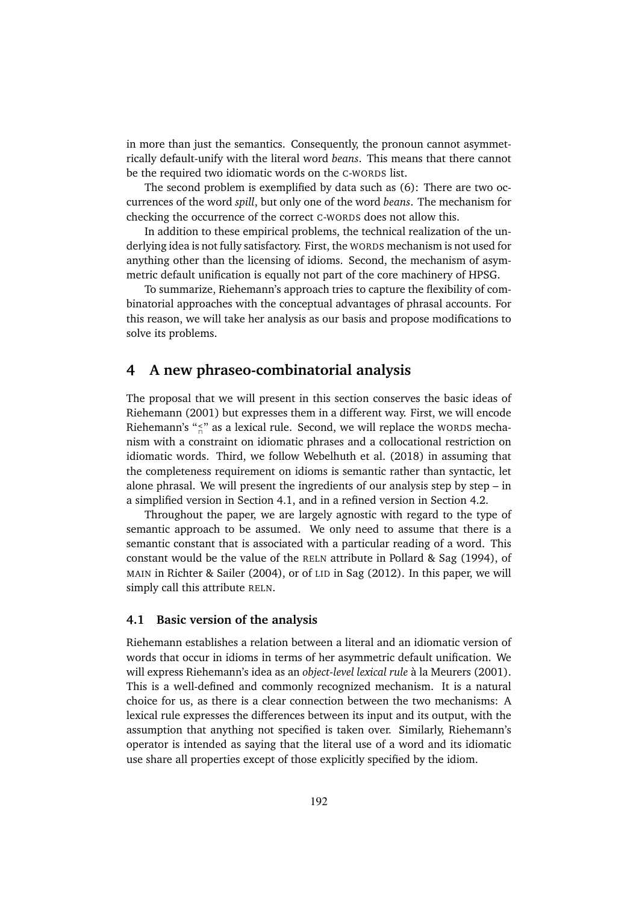in more than just the semantics. Consequently, the pronoun cannot asymmetrically default-unify with the literal word *beans*. This means that there cannot be the required two idiomatic words on the C-WORDS list.

The second problem is exemplified by data such as (6): There are two occurrences of the word *spill*, but only one of the word *beans*. The mechanism for checking the occurrence of the correct C-WORDS does not allow this.

In addition to these empirical problems, the technical realization of the underlying idea is not fully satisfactory. First, the WORDS mechanism is not used for anything other than the licensing of idioms. Second, the mechanism of asymmetric default unification is equally not part of the core machinery of HPSG.

To summarize, Riehemann's approach tries to capture the flexibility of combinatorial approaches with the conceptual advantages of phrasal accounts. For this reason, we will take her analysis as our basis and propose modifications to solve its problems.

## 4 A new phraseo-combinatorial analysis

The proposal that we will present in this section conserves the basic ideas of Riehemann (2001) but expresses them in a different way. First, we will encode Riehemann's "$\underset{\sqcap}{<}$" as a lexical rule. Second, we will replace the WORDS mechanism with a constraint on idiomatic phrases and a collocational restriction on idiomatic words. Third, we follow Webelhuth et al. (2018) in assuming that the completeness requirement on idioms is semantic rather than syntactic, let alone phrasal. We will present the ingredients of our analysis step by step – in a simplified version in Section 4.1, and in a refined version in Section 4.2.

Throughout the paper, we are largely agnostic with regard to the type of semantic approach to be assumed. We only need to assume that there is a semantic constant that is associated with a particular reading of a word. This constant would be the value of the RELN attribute in Pollard & Sag (1994), of MAIN in Richter & Sailer (2004), or of LID in Sag (2012). In this paper, we will simply call this attribute RELN.

### 4.1 Basic version of the analysis

Riehemann establishes a relation between a literal and an idiomatic version of words that occur in idioms in terms of her asymmetric default unification. We will express Riehemann's idea as an *object-level lexical rule* à la Meurers (2001). This is a well-defined and commonly recognized mechanism. It is a natural choice for us, as there is a clear connection between the two mechanisms: A lexical rule expresses the differences between its input and its output, with the assumption that anything not specified is taken over. Similarly, Riehemann's operator is intended as saying that the literal use of a word and its idiomatic use share all properties except of those explicitly specified by the idiom.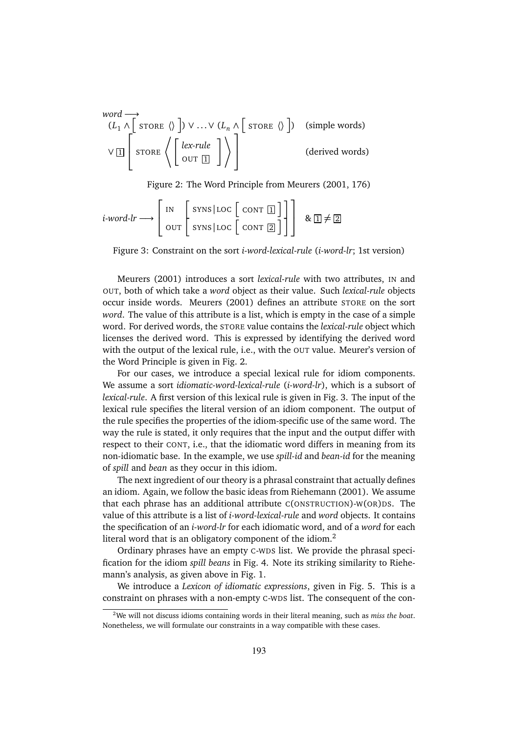$$
\begin{array}{ll}
\textit{word} \longrightarrow & \\
(L_1 \wedge \left[\text{STORE } \langle\rangle\right]) \vee \ldots \vee (L_n \wedge \left[\text{STORE } \langle\rangle\right]) & \text{(simple words)} \\
\vee \boxed{1} \left[\text{STORE } \left\langle \begin{bmatrix} \textit{lex-rule} \\ \text{OUT } \boxed{1} \end{bmatrix} \right\rangle \right] & \text{(derived words)}
\end{array}
$$

Figure 2: The Word Principle from Meurers (2001, 176)

$$
\textit{i-word-lr} \longrightarrow \begin{bmatrix} \text{IN} & \left[\text{SYNS}|\text{LOC} \left[\text{CONT } \boxed{1}\right]\right] \\ \text{OUT} & \left[\text{SYNS}|\text{LOC} \left[\text{CONT } \boxed{2}\right]\right] \end{bmatrix} \;\; \& \; \boxed{1} \neq \boxed{2}
$$

Figure 3: Constraint on the sort *i-word-lexical-rule* (*i-word-lr*; 1st version)

Meurers (2001) introduces a sort *lexical-rule* with two attributes, IN and OUT, both of which take a *word* object as their value. Such *lexical-rule* objects occur inside words. Meurers (2001) defines an attribute STORE on the sort *word*. The value of this attribute is a list, which is empty in the case of a simple word. For derived words, the STORE value contains the *lexical-rule* object which licenses the derived word. This is expressed by identifying the derived word with the output of the lexical rule, i.e., with the OUT value. Meurer's version of the Word Principle is given in Fig. 2.

For our cases, we introduce a special lexical rule for idiom components. We assume a sort *idiomatic-word-lexical-rule* (*i-word-lr*), which is a subsort of *lexical-rule*. A first version of this lexical rule is given in Fig. 3. The input of the lexical rule specifies the literal version of an idiom component. The output of the rule specifies the properties of the idiom-specific use of the same word. The way the rule is stated, it only requires that the input and the output differ with respect to their CONT, i.e., that the idiomatic word differs in meaning from its non-idiomatic base. In the example, we use *spill-id* and *bean-id* for the meaning of *spill* and *bean* as they occur in this idiom.

The next ingredient of our theory is a phrasal constraint that actually defines an idiom. Again, we follow the basic ideas from Riehemann (2001). We assume that each phrase has an additional attribute C(ONSTRUCTION)-W(OR)DS. The value of this attribute is a list of *i-word-lexical-rule* and *word* objects. It contains the specification of an *i-word-lr* for each idiomatic word, and of a *word* for each literal word that is an obligatory component of the idiom.[2]

Ordinary phrases have an empty C-WDS list. We provide the phrasal specification for the idiom *spill beans* in Fig. 4. Note its striking similarity to Riehemann's analysis, as given above in Fig. 1.

We introduce a *Lexicon of idiomatic expressions*, given in Fig. 5. This is a constraint on phrases with a non-empty C-WDS list. The consequent of the con-

[2]We will not discuss idioms containing words in their literal meaning, such as *miss the boat*. Nonetheless, we will formulate our constraints in a way compatible with these cases.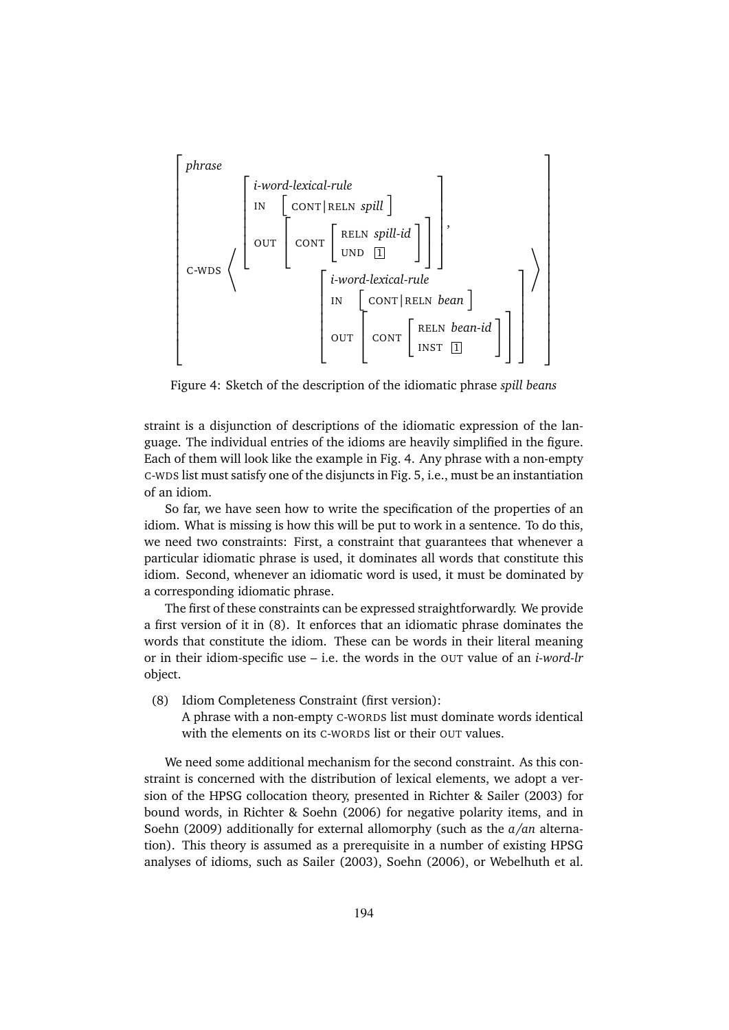$$
\left[\begin{array}{l}
\textit{phrase} \\
\text{C-WDS} \left\langle
\left[\begin{array}{l}
\textit{i-word-lexical-rule} \\
\text{IN} \left[\text{CONT}|\text{RELN } \textit{spill}\right] \\
\text{OUT} \left[\text{CONT} \left[\begin{array}{l}\text{RELN } \textit{spill-id} \\ \text{UND } \boxed{1}\end{array}\right]\right]
\end{array}\right],
\left[\begin{array}{l}
\textit{i-word-lexical-rule} \\
\text{IN} \left[\text{CONT}|\text{RELN } \textit{bean}\right] \\
\text{OUT} \left[\text{CONT} \left[\begin{array}{l}\text{RELN } \textit{bean-id} \\ \text{INST } \boxed{1}\end{array}\right]\right]
\end{array}\right]
\right\rangle
\end{array}\right]
$$

Figure 4: Sketch of the description of the idiomatic phrase *spill beans*

straint is a disjunction of descriptions of the idiomatic expression of the language. The individual entries of the idioms are heavily simplified in the figure. Each of them will look like the example in Fig. 4. Any phrase with a non-empty C-WDS list must satisfy one of the disjuncts in Fig. 5, i.e., must be an instantiation of an idiom.

So far, we have seen how to write the specification of the properties of an idiom. What is missing is how this will be put to work in a sentence. To do this, we need two constraints: First, a constraint that guarantees that whenever a particular idiomatic phrase is used, it dominates all words that constitute this idiom. Second, whenever an idiomatic word is used, it must be dominated by a corresponding idiomatic phrase.

The first of these constraints can be expressed straightforwardly. We provide a first version of it in (8). It enforces that an idiomatic phrase dominates the words that constitute the idiom. These can be words in their literal meaning or in their idiom-specific use – i.e. the words in the OUT value of an *i-word-lr* object.

(8) Idiom Completeness Constraint (first version):
A phrase with a non-empty C-WORDS list must dominate words identical with the elements on its C-WORDS list or their OUT values.

We need some additional mechanism for the second constraint. As this constraint is concerned with the distribution of lexical elements, we adopt a version of the HPSG collocation theory, presented in Richter & Sailer (2003) for bound words, in Richter & Soehn (2006) for negative polarity items, and in Soehn (2009) additionally for external allomorphy (such as the *a/an* alternation). This theory is assumed as a prerequisite in a number of existing HPSG analyses of idioms, such as Sailer (2003), Soehn (2006), or Webelhuth et al.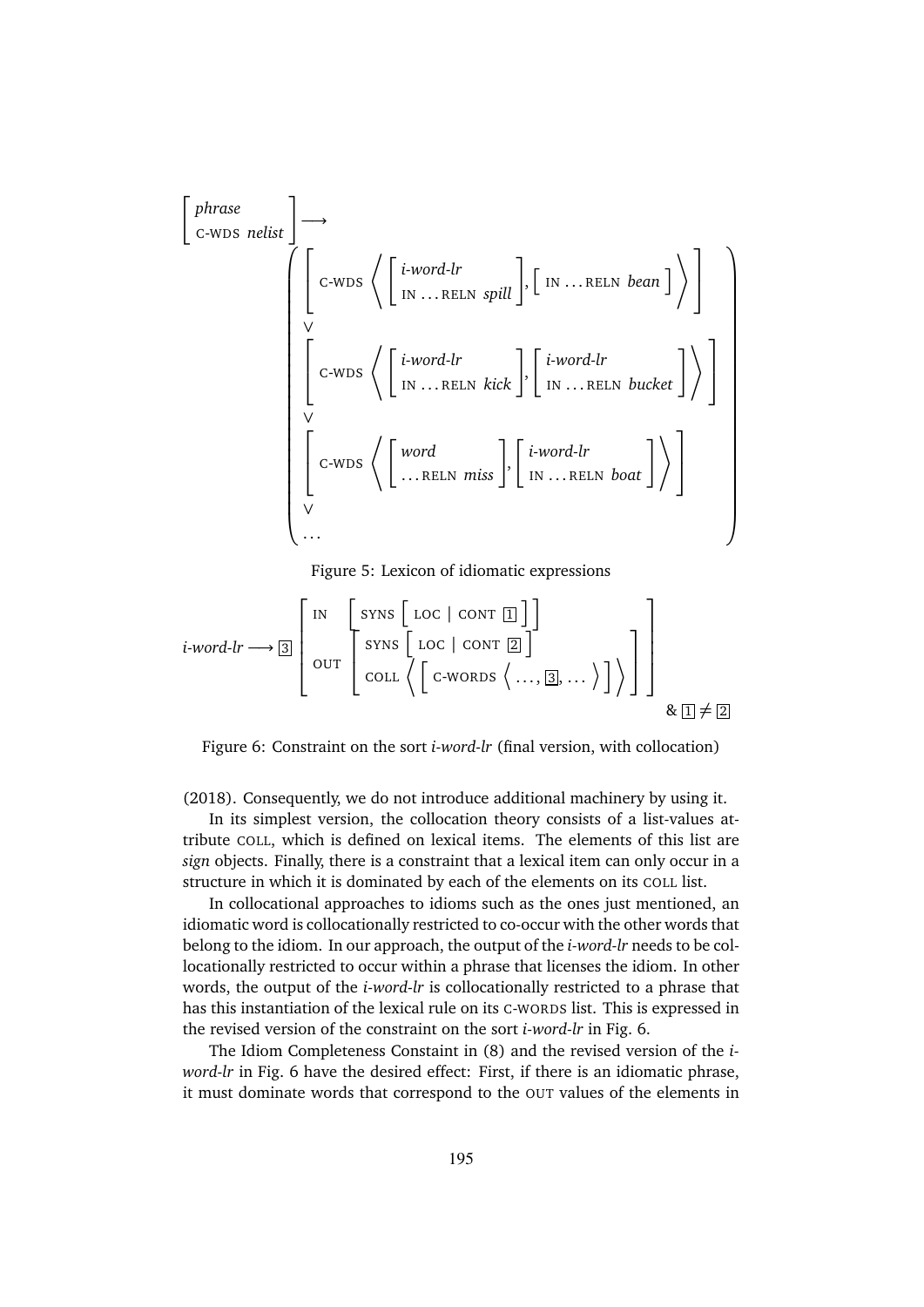$$
\begin{bmatrix} \textit{phrase} \\ \text{C-WDS } \textit{nelist} \end{bmatrix} \longrightarrow
\left(
\begin{array}{l}
\left[ \text{C-WDS} \left\langle \begin{bmatrix} \textit{i-word-lr} \\ \text{IN} \ldots \text{RELN } \textit{spill} \end{bmatrix}, \begin{bmatrix} \text{IN} \ldots \text{RELN } \textit{bean} \end{bmatrix} \right\rangle \right] \\
\vee \\
\left[ \text{C-WDS} \left\langle \begin{bmatrix} \textit{i-word-lr} \\ \text{IN} \ldots \text{RELN } \textit{kick} \end{bmatrix}, \begin{bmatrix} \textit{i-word-lr} \\ \text{IN} \ldots \text{RELN } \textit{bucket} \end{bmatrix} \right\rangle \right] \\
\vee \\
\left[ \text{C-WDS} \left\langle \begin{bmatrix} \textit{word} \\ \ldots \text{RELN } \textit{miss} \end{bmatrix}, \begin{bmatrix} \textit{i-word-lr} \\ \text{IN} \ldots \text{RELN } \textit{boat} \end{bmatrix} \right\rangle \right] \\
\vee \\
\ldots
\end{array}
\right)
$$

Figure 5: Lexicon of idiomatic expressions

$$
\textit{i-word-lr} \longrightarrow \boxed{3} \begin{bmatrix} \text{IN} & \begin{bmatrix} \text{SYNS} \begin{bmatrix} \text{LOC} \mid \text{CONT } \boxed{1} \end{bmatrix} \end{bmatrix} \\ \text{OUT} & \begin{bmatrix} \text{SYNS} \begin{bmatrix} \text{LOC} \mid \text{CONT } \boxed{2} \end{bmatrix} \\ \text{COLL} \left\langle \begin{bmatrix} \text{C-WORDS} \left\langle \ldots, \boxed{3}, \ldots \right\rangle \end{bmatrix} \right\rangle \end{bmatrix} \end{bmatrix} \quad \& \ \boxed{1} \neq \boxed{2}
$$

Figure 6: Constraint on the sort *i-word-lr* (final version, with collocation)

(2018). Consequently, we do not introduce additional machinery by using it.

In its simplest version, the collocation theory consists of a list-values attribute COLL, which is defined on lexical items. The elements of this list are *sign* objects. Finally, there is a constraint that a lexical item can only occur in a structure in which it is dominated by each of the elements on its COLL list.

In collocational approaches to idioms such as the ones just mentioned, an idiomatic word is collocationally restricted to co-occur with the other words that belong to the idiom. In our approach, the output of the *i-word-lr* needs to be collocationally restricted to occur within a phrase that licenses the idiom. In other words, the output of the *i-word-lr* is collocationally restricted to a phrase that has this instantiation of the lexical rule on its C-WORDS list. This is expressed in the revised version of the constraint on the sort *i-word-lr* in Fig. 6.

The Idiom Completeness Constaint in (8) and the revised version of the *i-word-lr* in Fig. 6 have the desired effect: First, if there is an idiomatic phrase, it must dominate words that correspond to the OUT values of the elements in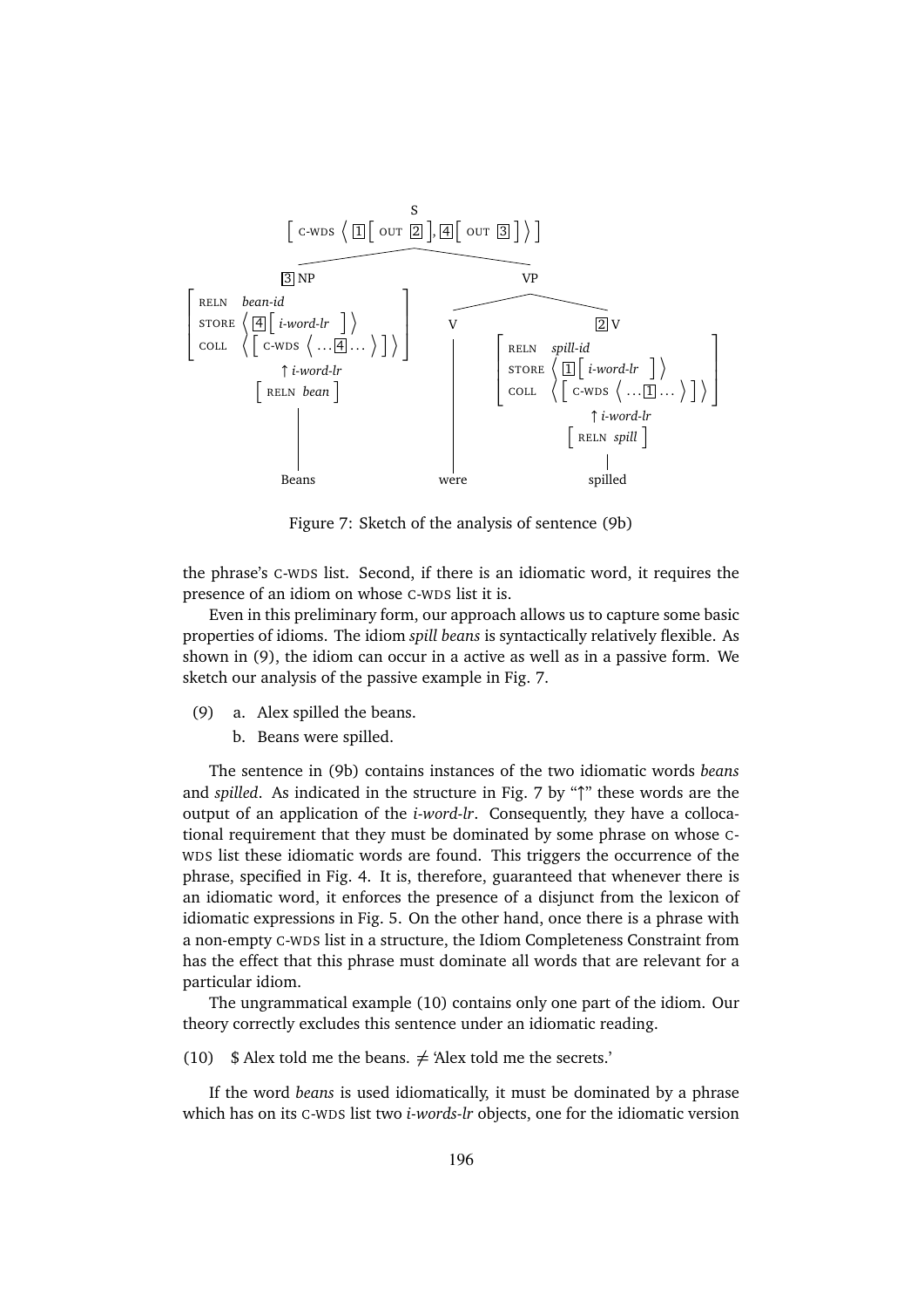S
[ C-WDS ⟨ 1[ OUT 2 ], 4[ OUT 3 ] ⟩ ]

3 NP: [ RELN *bean-id*, STORE ⟨ 4[ *i-word-lr* ] ⟩, COLL ⟨ [ C-WDS ⟨ ...4... ⟩ ] ⟩ ] ↑ *i-word-lr* [ RELN *bean* ] — Beans

VP: V — were; 2 V: [ RELN *spill-id*, STORE ⟨ 1[ *i-word-lr* ] ⟩, COLL ⟨ [ C-WDS ⟨ ...1... ⟩ ] ⟩ ] ↑ *i-word-lr* [ RELN *spill* ] — spilled

Figure 7: Sketch of the analysis of sentence (9b)

the phrase's C-WDS list. Second, if there is an idiomatic word, it requires the presence of an idiom on whose C-WDS list it is.

Even in this preliminary form, our approach allows us to capture some basic properties of idioms. The idiom *spill beans* is syntactically relatively flexible. As shown in (9), the idiom can occur in a active as well as in a passive form. We sketch our analysis of the passive example in Fig. 7.

(9) a. Alex spilled the beans.
    b. Beans were spilled.

The sentence in (9b) contains instances of the two idiomatic words *beans* and *spilled*. As indicated in the structure in Fig. 7 by "↑" these words are the output of an application of the *i-word-lr*. Consequently, they have a collocational requirement that they must be dominated by some phrase on whose C-WDS list these idiomatic words are found. This triggers the occurrence of the phrase, specified in Fig. 4. It is, therefore, guaranteed that whenever there is an idiomatic word, it enforces the presence of a disjunct from the lexicon of idiomatic expressions in Fig. 5. On the other hand, once there is a phrase with a non-empty C-WDS list in a structure, the Idiom Completeness Constraint from has the effect that this phrase must dominate all words that are relevant for a particular idiom.

The ungrammatical example (10) contains only one part of the idiom. Our theory correctly excludes this sentence under an idiomatic reading.

(10) $ Alex told me the beans. ≠ 'Alex told me the secrets.'

If the word *beans* is used idiomatically, it must be dominated by a phrase which has on its C-WDS list two *i-words-lr* objects, one for the idiomatic version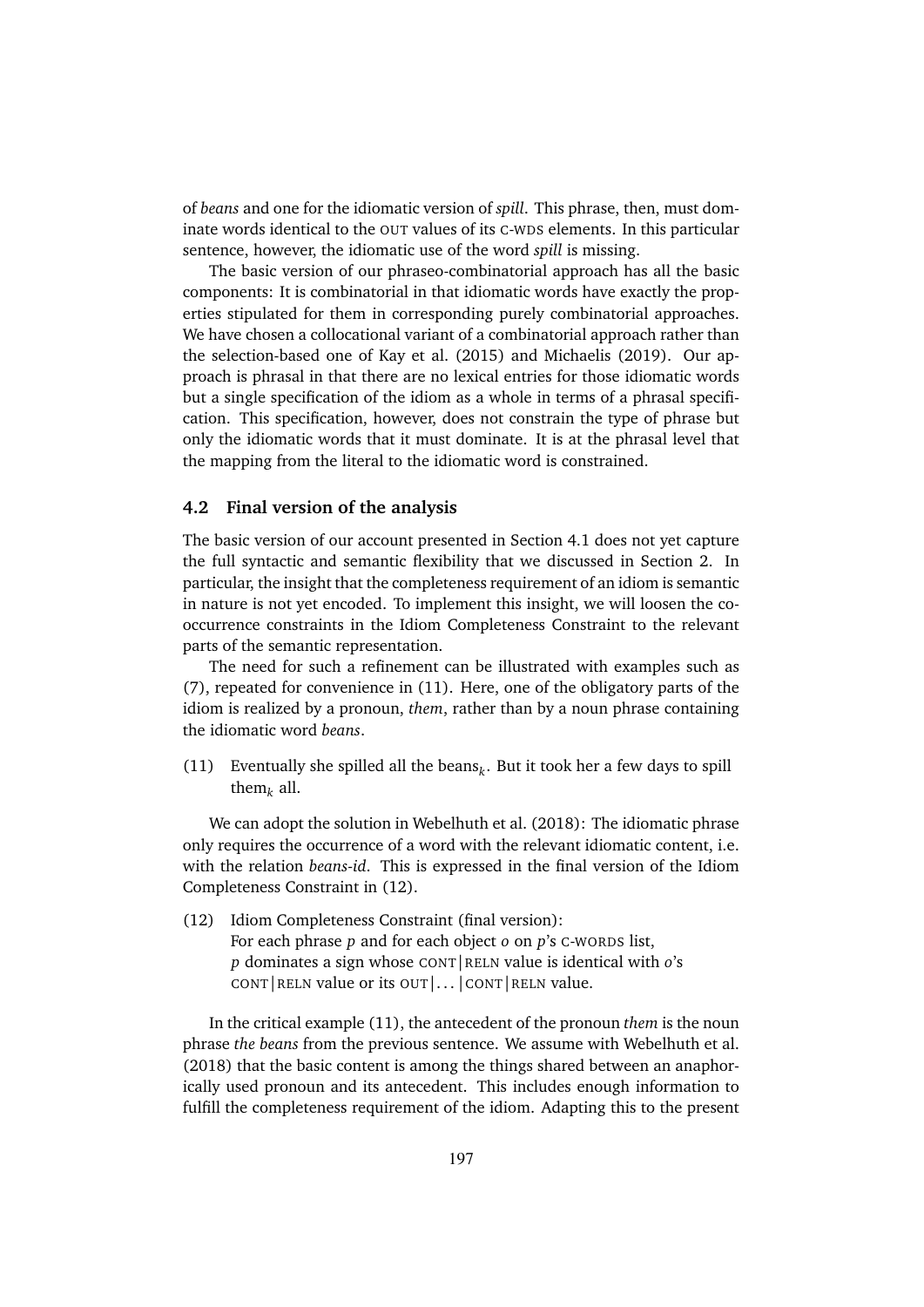of *beans* and one for the idiomatic version of *spill*. This phrase, then, must dominate words identical to the OUT values of its C-WDS elements. In this particular sentence, however, the idiomatic use of the word *spill* is missing.

The basic version of our phraseo-combinatorial approach has all the basic components: It is combinatorial in that idiomatic words have exactly the properties stipulated for them in corresponding purely combinatorial approaches. We have chosen a collocational variant of a combinatorial approach rather than the selection-based one of Kay et al. (2015) and Michaelis (2019). Our approach is phrasal in that there are no lexical entries for those idiomatic words but a single specification of the idiom as a whole in terms of a phrasal specification. This specification, however, does not constrain the type of phrase but only the idiomatic words that it must dominate. It is at the phrasal level that the mapping from the literal to the idiomatic word is constrained.

### 4.2 Final version of the analysis

The basic version of our account presented in Section 4.1 does not yet capture the full syntactic and semantic flexibility that we discussed in Section 2. In particular, the insight that the completeness requirement of an idiom is semantic in nature is not yet encoded. To implement this insight, we will loosen the co-occurrence constraints in the Idiom Completeness Constraint to the relevant parts of the semantic representation.

The need for such a refinement can be illustrated with examples such as (7), repeated for convenience in (11). Here, one of the obligatory parts of the idiom is realized by a pronoun, *them*, rather than by a noun phrase containing the idiomatic word *beans*.

(11) Eventually she spilled all the beans$_k$. But it took her a few days to spill them$_k$ all.

We can adopt the solution in Webelhuth et al. (2018): The idiomatic phrase only requires the occurrence of a word with the relevant idiomatic content, i.e. with the relation *beans-id*. This is expressed in the final version of the Idiom Completeness Constraint in (12).

(12) Idiom Completeness Constraint (final version):
For each phrase *p* and for each object *o* on *p*'s C-WORDS list,
*p* dominates a sign whose CONT|RELN value is identical with *o*'s CONT|RELN value or its OUT|…|CONT|RELN value.

In the critical example (11), the antecedent of the pronoun *them* is the noun phrase *the beans* from the previous sentence. We assume with Webelhuth et al. (2018) that the basic content is among the things shared between an anaphorically used pronoun and its antecedent. This includes enough information to fulfill the completeness requirement of the idiom. Adapting this to the present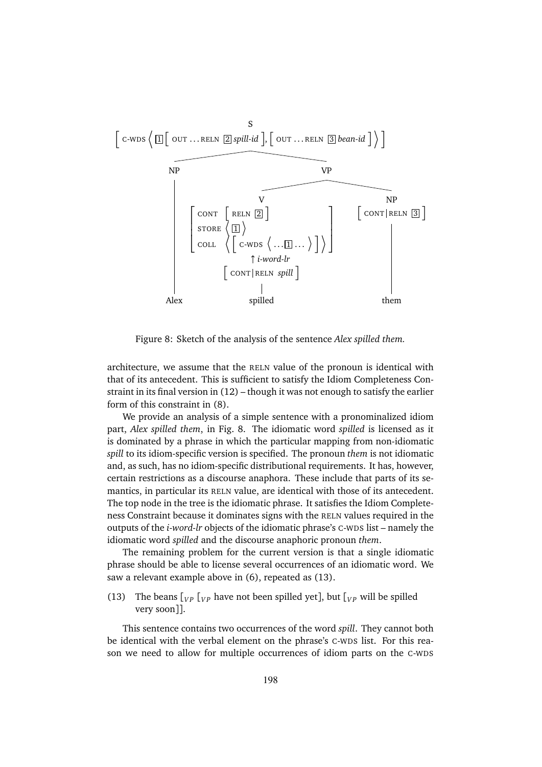Figure 8: Sketch of the analysis of the sentence *Alex spilled them.*

architecture, we assume that the RELN value of the pronoun is identical with that of its antecedent. This is sufficient to satisfy the Idiom Completeness Constraint in its final version in (12) – though it was not enough to satisfy the earlier form of this constraint in (8).

We provide an analysis of a simple sentence with a pronominalized idiom part, *Alex spilled them*, in Fig. 8. The idiomatic word *spilled* is licensed as it is dominated by a phrase in which the particular mapping from non-idiomatic *spill* to its idiom-specific version is specified. The pronoun *them* is not idiomatic and, as such, has no idiom-specific distributional requirements. It has, however, certain restrictions as a discourse anaphora. These include that parts of its semantics, in particular its RELN value, are identical with those of its antecedent. The top node in the tree is the idiomatic phrase. It satisfies the Idiom Completeness Constraint because it dominates signs with the RELN values required in the outputs of the *i-word-lr* objects of the idiomatic phrase's C-WDS list – namely the idiomatic word *spilled* and the discourse anaphoric pronoun *them*.

The remaining problem for the current version is that a single idiomatic phrase should be able to license several occurrences of an idiomatic word. We saw a relevant example above in (6), repeated as (13).

(13) The beans [$_{VP}$ [$_{VP}$ have not been spilled yet], but [$_{VP}$ will be spilled very soon]].

This sentence contains two occurrences of the word *spill*. They cannot both be identical with the verbal element on the phrase's C-WDS list. For this reason we need to allow for multiple occurrences of idiom parts on the C-WDS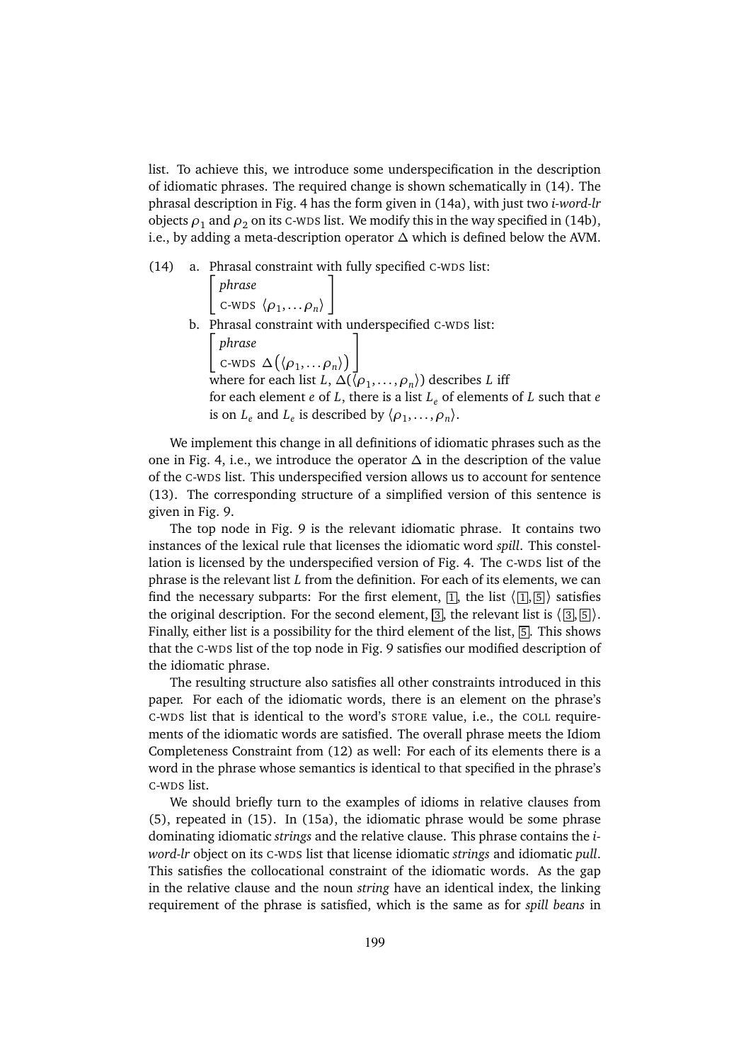list. To achieve this, we introduce some underspecification in the description of idiomatic phrases. The required change is shown schematically in (14). The phrasal description in Fig. 4 has the form given in (14a), with just two *i-word-lr* objects $\rho_1$ and $\rho_2$ on its C-WDS list. We modify this in the way specified in (14b), i.e., by adding a meta-description operator $\Delta$ which is defined below the AVM.

(14) a. Phrasal constraint with fully specified C-WDS list:

$$\begin{bmatrix} \textit{phrase} \\ \text{C-WDS } \langle \rho_1, \ldots \rho_n \rangle \end{bmatrix}$$

b. Phrasal constraint with underspecified C-WDS list:

$$\begin{bmatrix} \textit{phrase} \\ \text{C-WDS } \Delta\big(\langle \rho_1, \ldots \rho_n \rangle\big) \end{bmatrix}$$

where for each list $L$, $\Delta(\langle \rho_1, \ldots, \rho_n \rangle)$ describes $L$ iff
for each element $e$ of $L$, there is a list $L_e$ of elements of $L$ such that $e$ is on $L_e$ and $L_e$ is described by $\langle \rho_1, \ldots, \rho_n \rangle$.

We implement this change in all definitions of idiomatic phrases such as the one in Fig. 4, i.e., we introduce the operator $\Delta$ in the description of the value of the C-WDS list. This underspecified version allows us to account for sentence (13). The corresponding structure of a simplified version of this sentence is given in Fig. 9.

The top node in Fig. 9 is the relevant idiomatic phrase. It contains two instances of the lexical rule that licenses the idiomatic word *spill*. This constellation is licensed by the underspecified version of Fig. 4. The C-WDS list of the phrase is the relevant list $L$ from the definition. For each of its elements, we can find the necessary subparts: For the first element, [1], the list $\langle$[1], [5]$\rangle$ satisfies the original description. For the second element, [3], the relevant list is $\langle$[3], [5]$\rangle$. Finally, either list is a possibility for the third element of the list, [5]. This shows that the C-WDS list of the top node in Fig. 9 satisfies our modified description of the idiomatic phrase.

The resulting structure also satisfies all other constraints introduced in this paper. For each of the idiomatic words, there is an element on the phrase's C-WDS list that is identical to the word's STORE value, i.e., the COLL requirements of the idiomatic words are satisfied. The overall phrase meets the Idiom Completeness Constraint from (12) as well: For each of its elements there is a word in the phrase whose semantics is identical to that specified in the phrase's C-WDS list.

We should briefly turn to the examples of idioms in relative clauses from (5), repeated in (15). In (15a), the idiomatic phrase would be some phrase dominating idiomatic *strings* and the relative clause. This phrase contains the *i-word-lr* object on its C-WDS list that license idiomatic *strings* and idiomatic *pull*. This satisfies the collocational constraint of the idiomatic words. As the gap in the relative clause and the noun *string* have an identical index, the linking requirement of the phrase is satisfied, which is the same as for *spill beans* in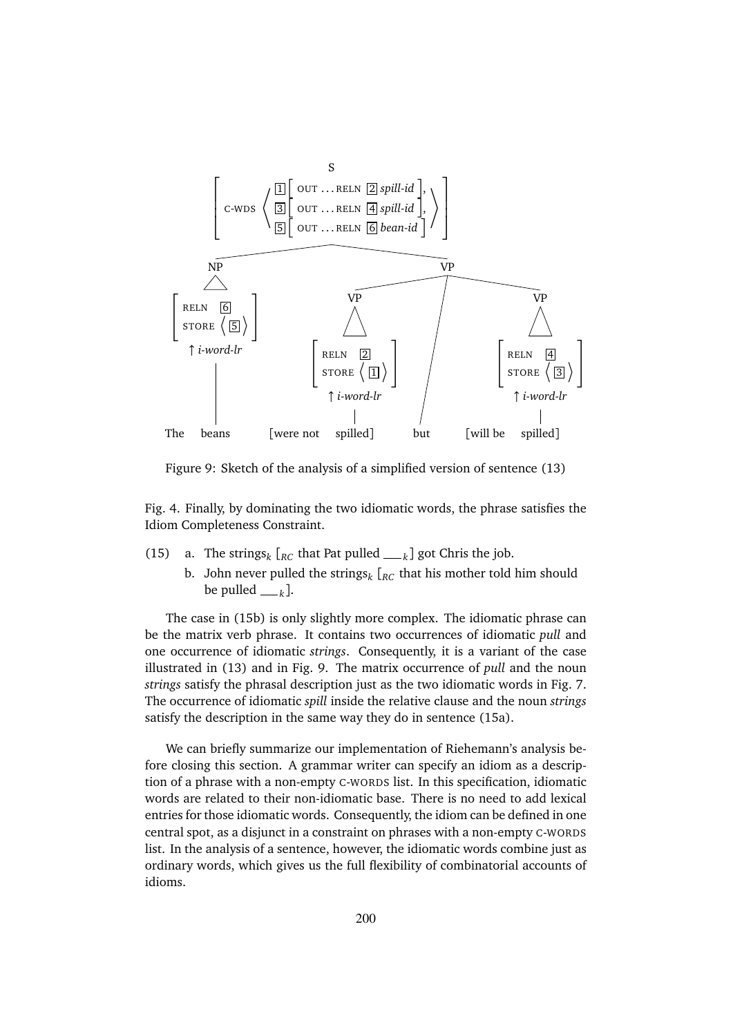S

C-WDS ⟨ [1] [ OUT … RELN [2] *spill-id* ], [3] [ OUT … RELN [4] *spill-id* ], [5] [ OUT … RELN [6] *bean-id* ] ⟩

NP: [ RELN [6], STORE ⟨ [5] ⟩ ] ↑ *i-word-lr*

VP: [ RELN [2], STORE ⟨ [1] ⟩ ] ↑ *i-word-lr*

VP: [ RELN [4], STORE ⟨ [3] ⟩ ] ↑ *i-word-lr*

The beans [were not spilled] but [will be spilled]

Figure 9: Sketch of the analysis of a simplified version of sentence (13)

Fig. 4. Finally, by dominating the two idiomatic words, the phrase satisfies the Idiom Completeness Constraint.

(15) a. The strings$_k$ [$_{RC}$ that Pat pulled ___$_k$] got Chris the job.

b. John never pulled the strings$_k$ [$_{RC}$ that his mother told him should be pulled ___$_k$].

The case in (15b) is only slightly more complex. The idiomatic phrase can be the matrix verb phrase. It contains two occurrences of idiomatic *pull* and one occurrence of idiomatic *strings*. Consequently, it is a variant of the case illustrated in (13) and in Fig. 9. The matrix occurrence of *pull* and the noun *strings* satisfy the phrasal description just as the two idiomatic words in Fig. 7. The occurrence of idiomatic *spill* inside the relative clause and the noun *strings* satisfy the description in the same way they do in sentence (15a).

We can briefly summarize our implementation of Riehemann's analysis before closing this section. A grammar writer can specify an idiom as a description of a phrase with a non-empty C-WORDS list. In this specification, idiomatic words are related to their non-idiomatic base. There is no need to add lexical entries for those idiomatic words. Consequently, the idiom can be defined in one central spot, as a disjunct in a constraint on phrases with a non-empty C-WORDS list. In the analysis of a sentence, however, the idiomatic words combine just as ordinary words, which gives us the full flexibility of combinatorial accounts of idioms.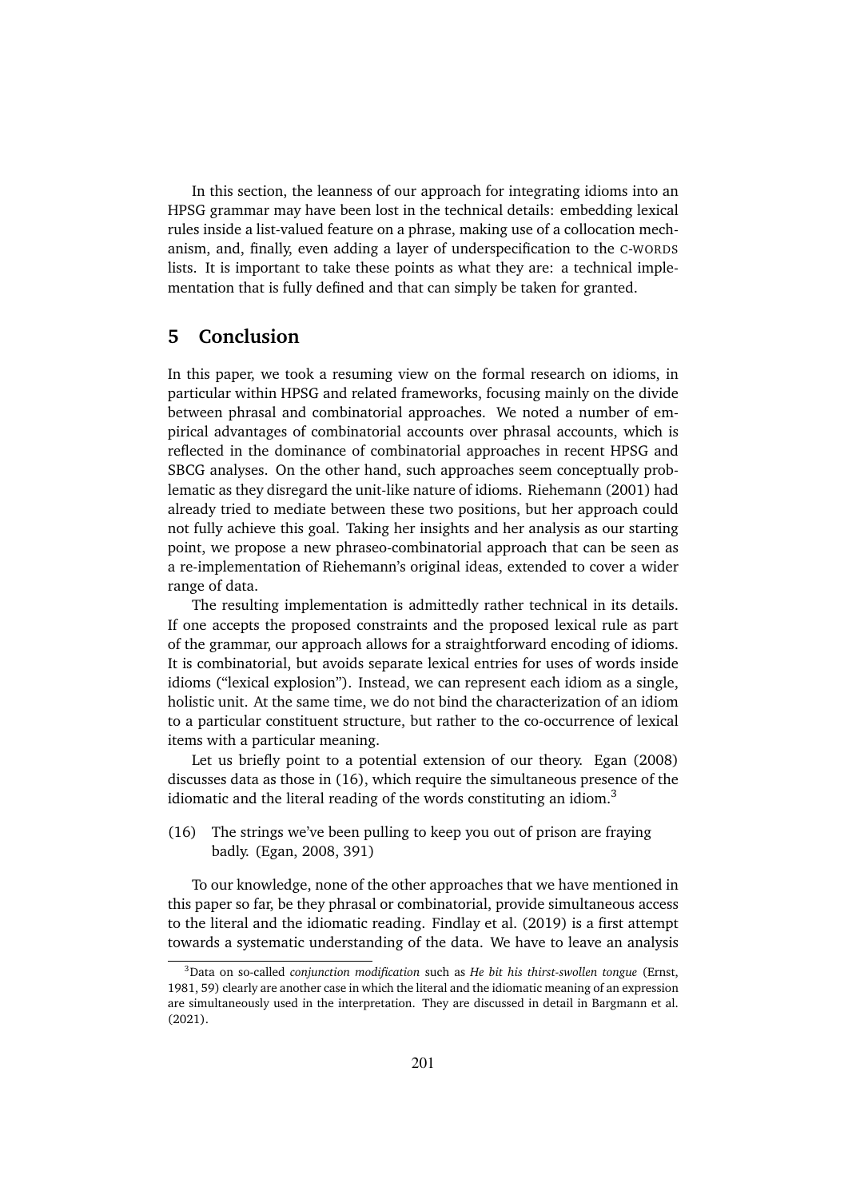In this section, the leanness of our approach for integrating idioms into an HPSG grammar may have been lost in the technical details: embedding lexical rules inside a list-valued feature on a phrase, making use of a collocation mechanism, and, finally, even adding a layer of underspecification to the C-WORDS lists. It is important to take these points as what they are: a technical implementation that is fully defined and that can simply be taken for granted.

## 5 Conclusion

In this paper, we took a resuming view on the formal research on idioms, in particular within HPSG and related frameworks, focusing mainly on the divide between phrasal and combinatorial approaches. We noted a number of empirical advantages of combinatorial accounts over phrasal accounts, which is reflected in the dominance of combinatorial approaches in recent HPSG and SBCG analyses. On the other hand, such approaches seem conceptually problematic as they disregard the unit-like nature of idioms. Riehemann (2001) had already tried to mediate between these two positions, but her approach could not fully achieve this goal. Taking her insights and her analysis as our starting point, we propose a new phraseo-combinatorial approach that can be seen as a re-implementation of Riehemann's original ideas, extended to cover a wider range of data.

The resulting implementation is admittedly rather technical in its details. If one accepts the proposed constraints and the proposed lexical rule as part of the grammar, our approach allows for a straightforward encoding of idioms. It is combinatorial, but avoids separate lexical entries for uses of words inside idioms ("lexical explosion"). Instead, we can represent each idiom as a single, holistic unit. At the same time, we do not bind the characterization of an idiom to a particular constituent structure, but rather to the co-occurrence of lexical items with a particular meaning.

Let us briefly point to a potential extension of our theory. Egan (2008) discusses data as those in (16), which require the simultaneous presence of the idiomatic and the literal reading of the words constituting an idiom.[3]

(16) The strings we've been pulling to keep you out of prison are fraying badly. (Egan, 2008, 391)

To our knowledge, none of the other approaches that we have mentioned in this paper so far, be they phrasal or combinatorial, provide simultaneous access to the literal and the idiomatic reading. Findlay et al. (2019) is a first attempt towards a systematic understanding of the data. We have to leave an analysis

[3]Data on so-called *conjunction modification* such as *He bit his thirst-swollen tongue* (Ernst, 1981, 59) clearly are another case in which the literal and the idiomatic meaning of an expression are simultaneously used in the interpretation. They are discussed in detail in Bargmann et al. (2021).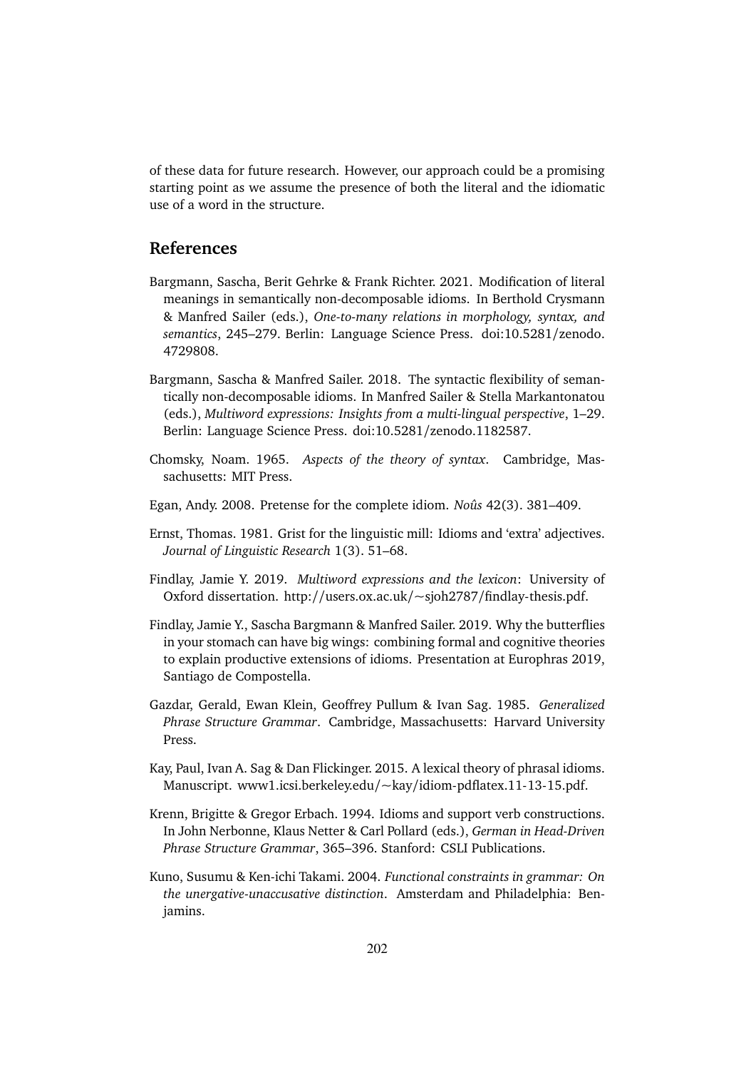of these data for future research. However, our approach could be a promising starting point as we assume the presence of both the literal and the idiomatic use of a word in the structure.

## References

Bargmann, Sascha, Berit Gehrke & Frank Richter. 2021. Modification of literal meanings in semantically non-decomposable idioms. In Berthold Crysmann & Manfred Sailer (eds.), *One-to-many relations in morphology, syntax, and semantics*, 245–279. Berlin: Language Science Press. doi:10.5281/zenodo.4729808.

Bargmann, Sascha & Manfred Sailer. 2018. The syntactic flexibility of semantically non-decomposable idioms. In Manfred Sailer & Stella Markantonatou (eds.), *Multiword expressions: Insights from a multi-lingual perspective*, 1–29. Berlin: Language Science Press. doi:10.5281/zenodo.1182587.

Chomsky, Noam. 1965. *Aspects of the theory of syntax*. Cambridge, Massachusetts: MIT Press.

Egan, Andy. 2008. Pretense for the complete idiom. *Noûs* 42(3). 381–409.

Ernst, Thomas. 1981. Grist for the linguistic mill: Idioms and 'extra' adjectives. *Journal of Linguistic Research* 1(3). 51–68.

Findlay, Jamie Y. 2019. *Multiword expressions and the lexicon*: University of Oxford dissertation. http://users.ox.ac.uk/~sjoh2787/findlay-thesis.pdf.

Findlay, Jamie Y., Sascha Bargmann & Manfred Sailer. 2019. Why the butterflies in your stomach can have big wings: combining formal and cognitive theories to explain productive extensions of idioms. Presentation at Europhras 2019, Santiago de Compostella.

Gazdar, Gerald, Ewan Klein, Geoffrey Pullum & Ivan Sag. 1985. *Generalized Phrase Structure Grammar*. Cambridge, Massachusetts: Harvard University Press.

Kay, Paul, Ivan A. Sag & Dan Flickinger. 2015. A lexical theory of phrasal idioms. Manuscript. www1.icsi.berkeley.edu/~kay/idiom-pdflatex.11-13-15.pdf.

Krenn, Brigitte & Gregor Erbach. 1994. Idioms and support verb constructions. In John Nerbonne, Klaus Netter & Carl Pollard (eds.), *German in Head-Driven Phrase Structure Grammar*, 365–396. Stanford: CSLI Publications.

Kuno, Susumu & Ken-ichi Takami. 2004. *Functional constraints in grammar: On the unergative-unaccusative distinction*. Amsterdam and Philadelphia: Benjamins.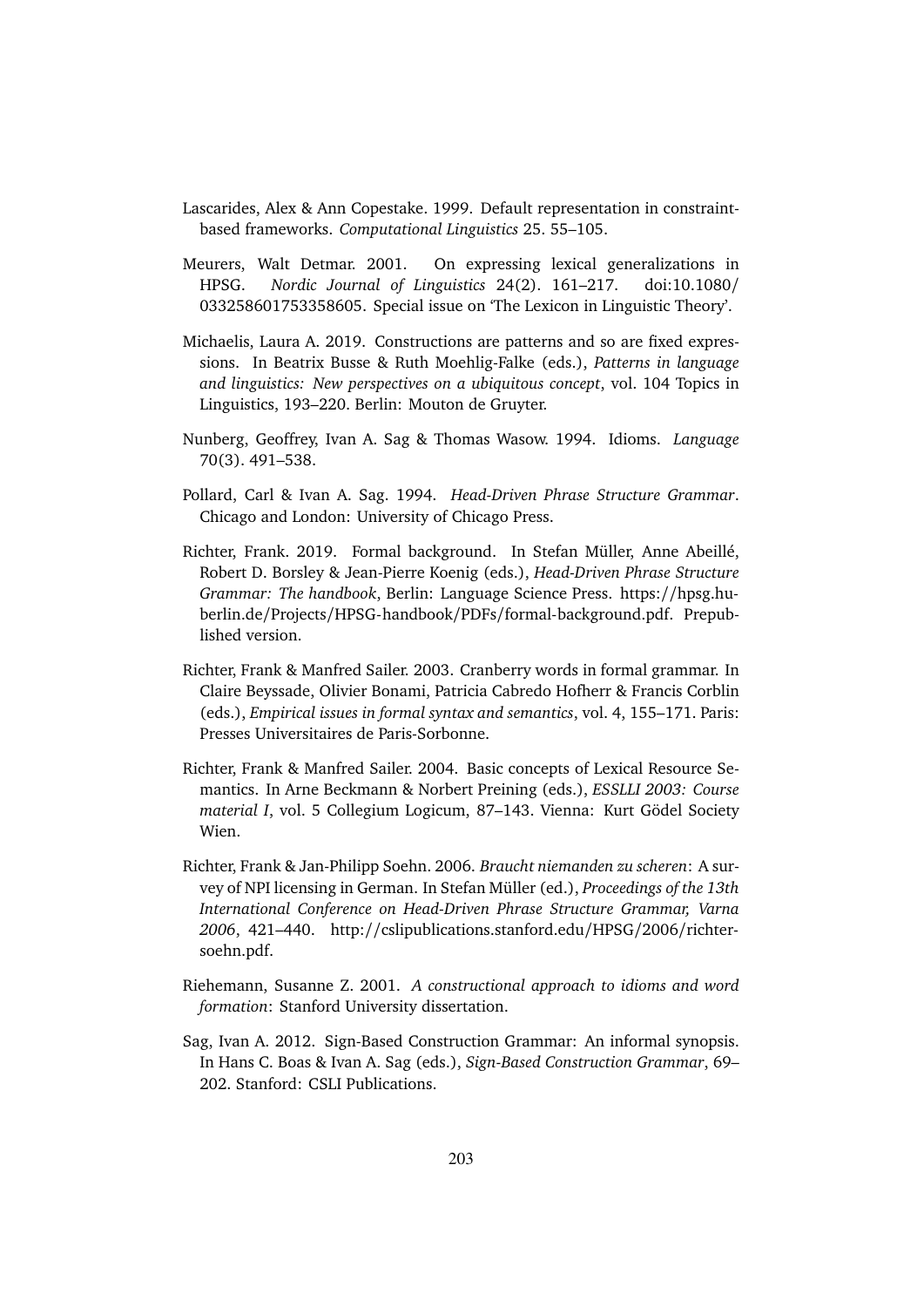Lascarides, Alex & Ann Copestake. 1999. Default representation in constraint-based frameworks. *Computational Linguistics* 25. 55–105.

Meurers, Walt Detmar. 2001. On expressing lexical generalizations in HPSG. *Nordic Journal of Linguistics* 24(2). 161–217. doi:10.1080/033258601753358605. Special issue on 'The Lexicon in Linguistic Theory'.

Michaelis, Laura A. 2019. Constructions are patterns and so are fixed expressions. In Beatrix Busse & Ruth Moehlig-Falke (eds.), *Patterns in language and linguistics: New perspectives on a ubiquitous concept*, vol. 104 Topics in Linguistics, 193–220. Berlin: Mouton de Gruyter.

Nunberg, Geoffrey, Ivan A. Sag & Thomas Wasow. 1994. Idioms. *Language* 70(3). 491–538.

Pollard, Carl & Ivan A. Sag. 1994. *Head-Driven Phrase Structure Grammar*. Chicago and London: University of Chicago Press.

Richter, Frank. 2019. Formal background. In Stefan Müller, Anne Abeillé, Robert D. Borsley & Jean-Pierre Koenig (eds.), *Head-Driven Phrase Structure Grammar: The handbook*, Berlin: Language Science Press. https://hpsg.hu-berlin.de/Projects/HPSG-handbook/PDFs/formal-background.pdf. Prepublished version.

Richter, Frank & Manfred Sailer. 2003. Cranberry words in formal grammar. In Claire Beyssade, Olivier Bonami, Patricia Cabredo Hofherr & Francis Corblin (eds.), *Empirical issues in formal syntax and semantics*, vol. 4, 155–171. Paris: Presses Universitaires de Paris-Sorbonne.

Richter, Frank & Manfred Sailer. 2004. Basic concepts of Lexical Resource Semantics. In Arne Beckmann & Norbert Preining (eds.), *ESSLLI 2003: Course material I*, vol. 5 Collegium Logicum, 87–143. Vienna: Kurt Gödel Society Wien.

Richter, Frank & Jan-Philipp Soehn. 2006. *Braucht niemanden zu scheren*: A survey of NPI licensing in German. In Stefan Müller (ed.), *Proceedings of the 13th International Conference on Head-Driven Phrase Structure Grammar, Varna 2006*, 421–440. http://cslipublications.stanford.edu/HPSG/2006/richter-soehn.pdf.

Riehemann, Susanne Z. 2001. *A constructional approach to idioms and word formation*: Stanford University dissertation.

Sag, Ivan A. 2012. Sign-Based Construction Grammar: An informal synopsis. In Hans C. Boas & Ivan A. Sag (eds.), *Sign-Based Construction Grammar*, 69–202. Stanford: CSLI Publications.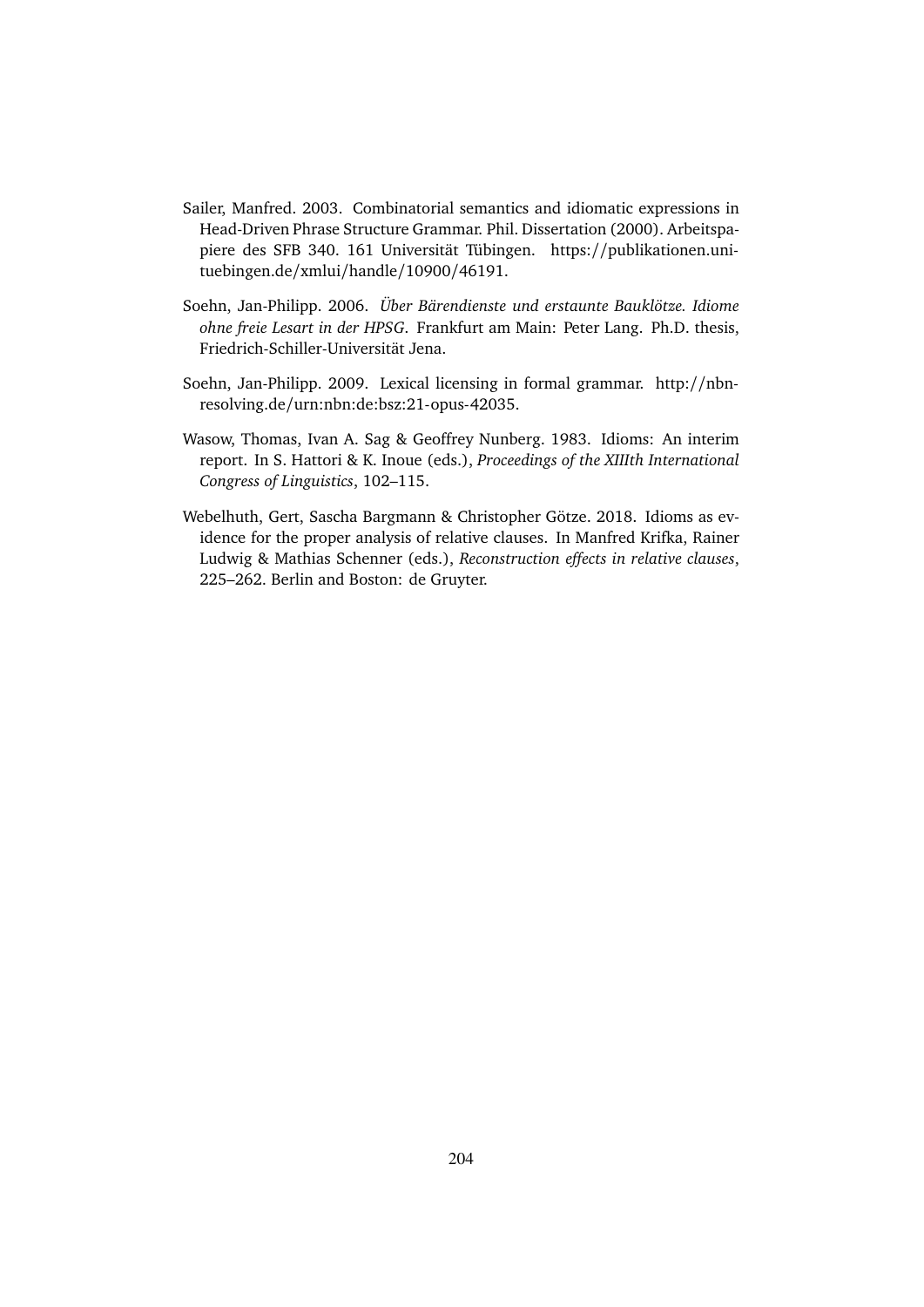Sailer, Manfred. 2003. Combinatorial semantics and idiomatic expressions in Head-Driven Phrase Structure Grammar. Phil. Dissertation (2000). Arbeitspapiere des SFB 340. 161 Universität Tübingen. https://publikationen.uni-tuebingen.de/xmlui/handle/10900/46191.

Soehn, Jan-Philipp. 2006. *Über Bärendienste und erstaunte Bauklötze. Idiome ohne freie Lesart in der HPSG*. Frankfurt am Main: Peter Lang. Ph.D. thesis, Friedrich-Schiller-Universität Jena.

Soehn, Jan-Philipp. 2009. Lexical licensing in formal grammar. http://nbn-resolving.de/urn:nbn:de:bsz:21-opus-42035.

Wasow, Thomas, Ivan A. Sag & Geoffrey Nunberg. 1983. Idioms: An interim report. In S. Hattori & K. Inoue (eds.), *Proceedings of the XIIIth International Congress of Linguistics*, 102–115.

Webelhuth, Gert, Sascha Bargmann & Christopher Götze. 2018. Idioms as evidence for the proper analysis of relative clauses. In Manfred Krifka, Rainer Ludwig & Mathias Schenner (eds.), *Reconstruction effects in relative clauses*, 225–262. Berlin and Boston: de Gruyter.